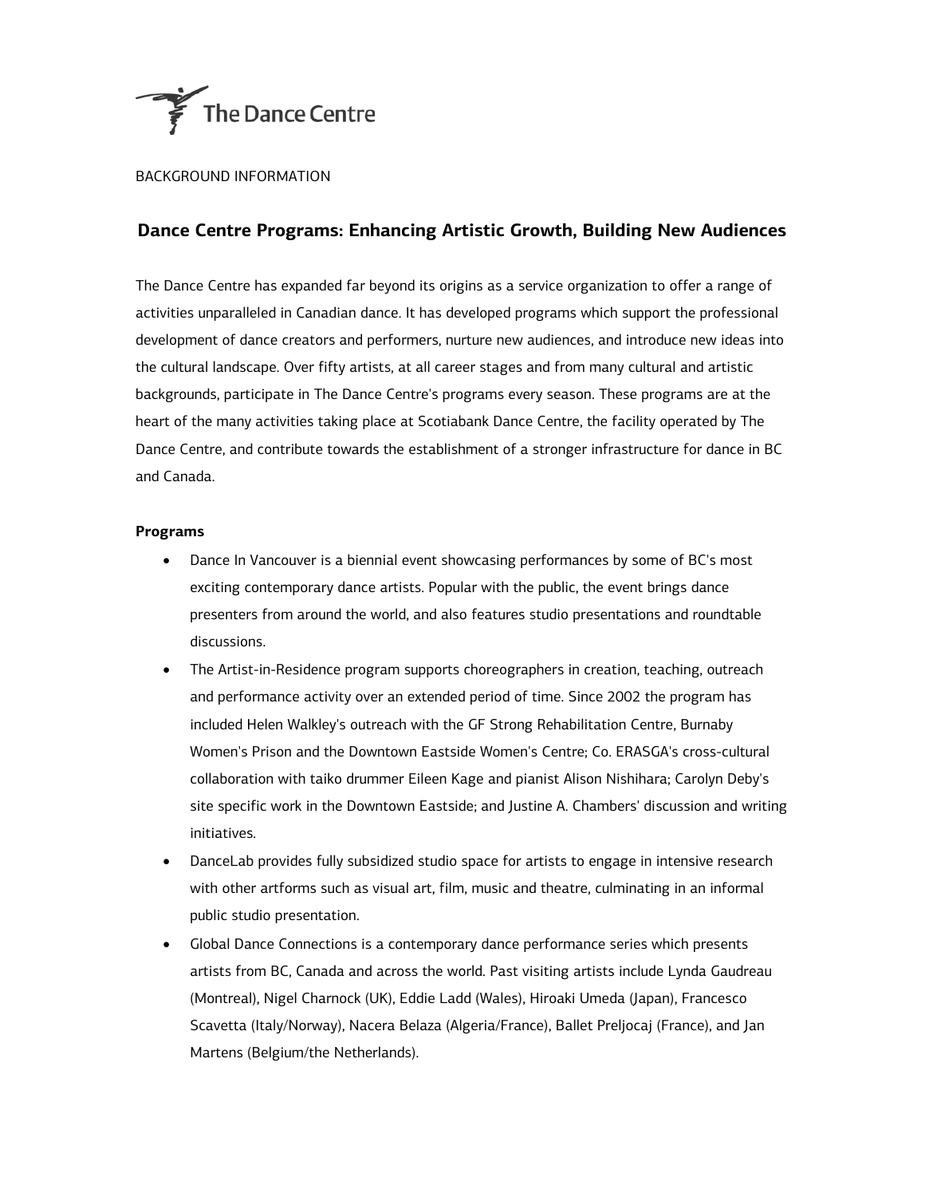The Dance Centre

BACKGROUND INFORMATION

## Dance Centre Programs: Enhancing Artistic Growth, Building New Audiences

The Dance Centre has expanded far beyond its origins as a service organization to offer a range of activities unparalleled in Canadian dance. It has developed programs which support the professional development of dance creators and performers, nurture new audiences, and introduce new ideas into the cultural landscape. Over fifty artists, at all career stages and from many cultural and artistic backgrounds, participate in The Dance Centre's programs every season. These programs are at the heart of the many activities taking place at Scotiabank Dance Centre, the facility operated by The Dance Centre, and contribute towards the establishment of a stronger infrastructure for dance in BC and Canada.

**Programs**

- Dance In Vancouver is a biennial event showcasing performances by some of BC's most exciting contemporary dance artists. Popular with the public, the event brings dance presenters from around the world, and also features studio presentations and roundtable discussions.
- The Artist-in-Residence program supports choreographers in creation, teaching, outreach and performance activity over an extended period of time. Since 2002 the program has included Helen Walkley's outreach with the GF Strong Rehabilitation Centre, Burnaby Women's Prison and the Downtown Eastside Women's Centre; Co. ERASGA's cross-cultural collaboration with taiko drummer Eileen Kage and pianist Alison Nishihara; Carolyn Deby's site specific work in the Downtown Eastside; and Justine A. Chambers' discussion and writing initiatives.
- DanceLab provides fully subsidized studio space for artists to engage in intensive research with other artforms such as visual art, film, music and theatre, culminating in an informal public studio presentation.
- Global Dance Connections is a contemporary dance performance series which presents artists from BC, Canada and across the world. Past visiting artists include Lynda Gaudreau (Montreal), Nigel Charnock (UK), Eddie Ladd (Wales), Hiroaki Umeda (Japan), Francesco Scavetta (Italy/Norway), Nacera Belaza (Algeria/France), Ballet Preljocaj (France), and Jan Martens (Belgium/the Netherlands).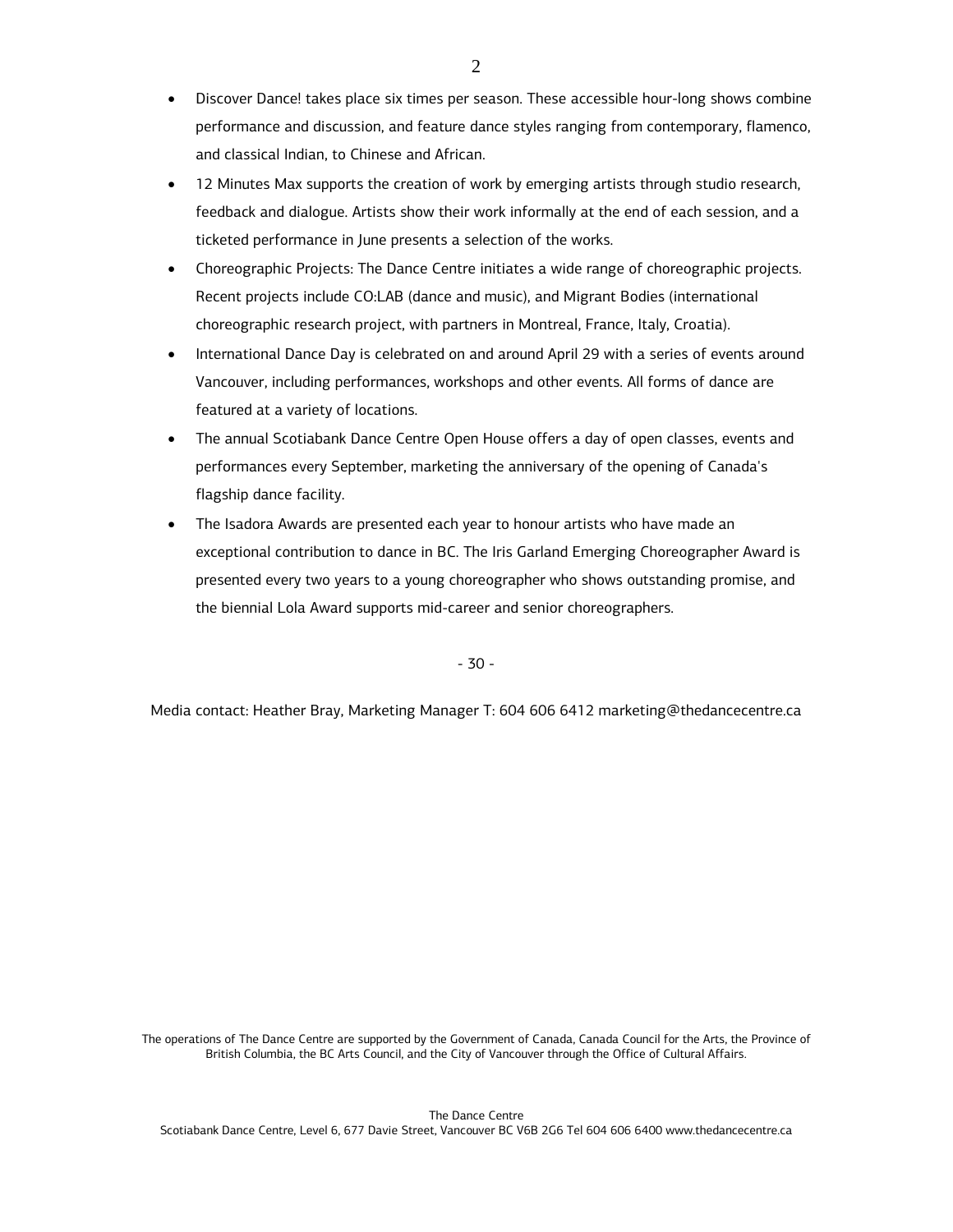- Discover Dance! takes place six times per season. These accessible hour-long shows combine performance and discussion, and feature dance styles ranging from contemporary, flamenco, and classical Indian, to Chinese and African.
- 12 Minutes Max supports the creation of work by emerging artists through studio research, feedback and dialogue. Artists show their work informally at the end of each session, and a ticketed performance in June presents a selection of the works.
- Choreographic Projects: The Dance Centre initiates a wide range of choreographic projects. Recent projects include CO:LAB (dance and music), and Migrant Bodies (international choreographic research project, with partners in Montreal, France, Italy, Croatia).
- International Dance Day is celebrated on and around April 29 with a series of events around Vancouver, including performances, workshops and other events. All forms of dance are featured at a variety of locations.
- The annual Scotiabank Dance Centre Open House offers a day of open classes, events and performances every September, marketing the anniversary of the opening of Canada's flagship dance facility.
- The Isadora Awards are presented each year to honour artists who have made an exceptional contribution to dance in BC. The Iris Garland Emerging Choreographer Award is presented every two years to a young choreographer who shows outstanding promise, and the biennial Lola Award supports mid-career and senior choreographers.

\- 30 -

Media contact: Heather Bray, Marketing Manager T: 604 606 6412 marketing@thedancecentre.ca

The operations of The Dance Centre are supported by the Government of Canada, Canada Council for the Arts, the Province of British Columbia, the BC Arts Council, and the City of Vancouver through the Office of Cultural Affairs.

The Dance Centre
Scotiabank Dance Centre, Level 6, 677 Davie Street, Vancouver BC V6B 2G6 Tel 604 606 6400 www.thedancecentre.ca